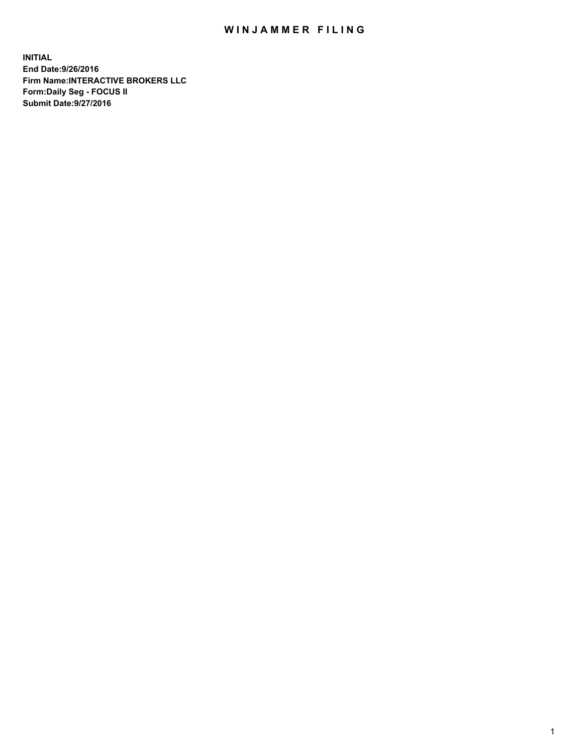# WINJAMMER FILING

**INITIAL**
**End Date:9/26/2016**
**Firm Name:INTERACTIVE BROKERS LLC**
**Form:Daily Seg - FOCUS II**
**Submit Date:9/27/2016**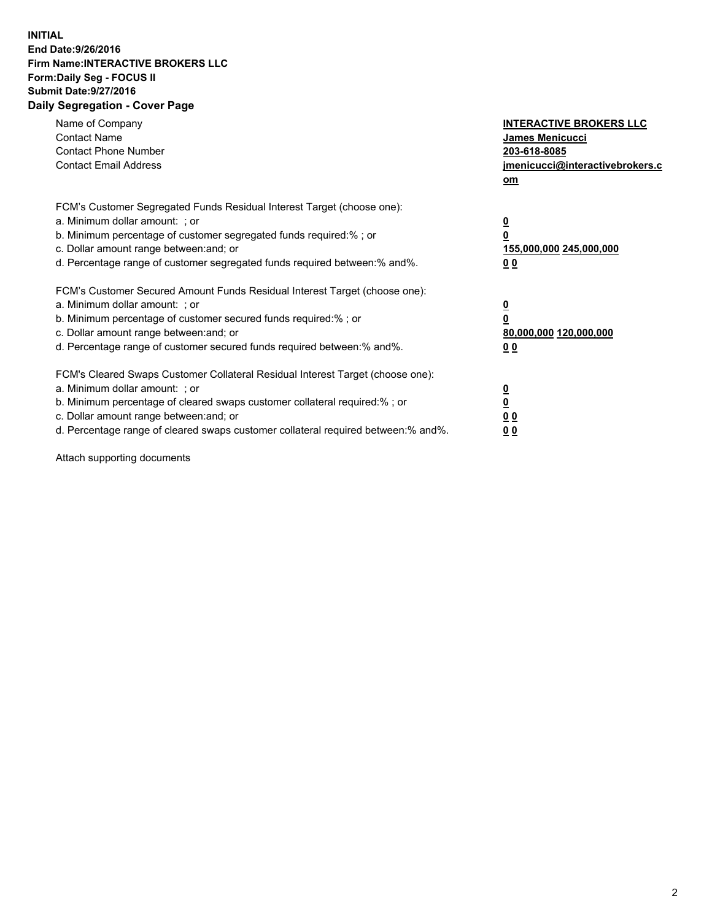**INITIAL**
**End Date:9/26/2016**
**Firm Name:INTERACTIVE BROKERS LLC**
**Form:Daily Seg - FOCUS II**
**Submit Date:9/27/2016**

## Daily Segregation - Cover Page

| | |
|---|---|
| Name of Company | **INTERACTIVE BROKERS LLC** |
| Contact Name | **James Menicucci** |
| Contact Phone Number | **203-618-8085** |
| Contact Email Address | **jmenicucci@interactivebrokers.com** |

FCM's Customer Segregated Funds Residual Interest Target (choose one):

| | |
|---|---|
| a. Minimum dollar amount: ; or | **0** |
| b. Minimum percentage of customer segregated funds required:% ; or | **0** |
| c. Dollar amount range between:and; or | **155,000,000 245,000,000** |
| d. Percentage range of customer segregated funds required between:% and%. | **0 0** |

FCM's Customer Secured Amount Funds Residual Interest Target (choose one):

| | |
|---|---|
| a. Minimum dollar amount: ; or | **0** |
| b. Minimum percentage of customer secured funds required:% ; or | **0** |
| c. Dollar amount range between:and; or | **80,000,000 120,000,000** |
| d. Percentage range of customer secured funds required between:% and%. | **0 0** |

FCM's Cleared Swaps Customer Collateral Residual Interest Target (choose one):

| | |
|---|---|
| a. Minimum dollar amount: ; or | **0** |
| b. Minimum percentage of cleared swaps customer collateral required:% ; or | **0** |
| c. Dollar amount range between:and; or | **0 0** |
| d. Percentage range of cleared swaps customer collateral required between:% and%. | **0 0** |

Attach supporting documents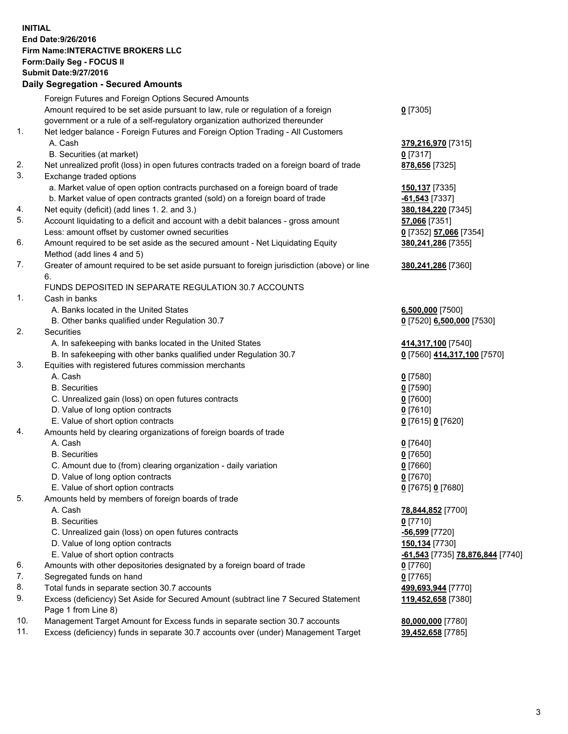**INITIAL**
**End Date:9/26/2016**
**Firm Name:INTERACTIVE BROKERS LLC**
**Form:Daily Seg - FOCUS II**
**Submit Date:9/27/2016**

## Daily Segregation - Secured Amounts

| | | |
|---|---|---|
| | Foreign Futures and Foreign Options Secured Amounts | |
| | Amount required to be set aside pursuant to law, rule or regulation of a foreign government or a rule of a self-regulatory organization authorized thereunder | **0** [7305] |
| 1. | Net ledger balance - Foreign Futures and Foreign Option Trading - All Customers | |
| | A. Cash | **379,216,970** [7315] |
| | B. Securities (at market) | **0** [7317] |
| 2. | Net unrealized profit (loss) in open futures contracts traded on a foreign board of trade | **878,656** [7325] |
| 3. | Exchange traded options | |
| | a. Market value of open option contracts purchased on a foreign board of trade | **150,137** [7335] |
| | b. Market value of open contracts granted (sold) on a foreign board of trade | **-61,543** [7337] |
| 4. | Net equity (deficit) (add lines 1. 2. and 3.) | **380,184,220** [7345] |
| 5. | Account liquidating to a deficit and account with a debit balances - gross amount | **57,066** [7351] |
| | Less: amount offset by customer owned securities | **0** [7352] **57,066** [7354] |
| 6. | Amount required to be set aside as the secured amount - Net Liquidating Equity Method (add lines 4 and 5) | **380,241,286** [7355] |
| 7. | Greater of amount required to be set aside pursuant to foreign jurisdiction (above) or line 6. | **380,241,286** [7360] |
| | FUNDS DEPOSITED IN SEPARATE REGULATION 30.7 ACCOUNTS | |
| 1. | Cash in banks | |
| | A. Banks located in the United States | **6,500,000** [7500] |
| | B. Other banks qualified under Regulation 30.7 | **0** [7520] **6,500,000** [7530] |
| 2. | Securities | |
| | A. In safekeeping with banks located in the United States | **414,317,100** [7540] |
| | B. In safekeeping with other banks qualified under Regulation 30.7 | **0** [7560] **414,317,100** [7570] |
| 3. | Equities with registered futures commission merchants | |
| | A. Cash | **0** [7580] |
| | B. Securities | **0** [7590] |
| | C. Unrealized gain (loss) on open futures contracts | **0** [7600] |
| | D. Value of long option contracts | **0** [7610] |
| | E. Value of short option contracts | **0** [7615] **0** [7620] |
| 4. | Amounts held by clearing organizations of foreign boards of trade | |
| | A. Cash | **0** [7640] |
| | B. Securities | **0** [7650] |
| | C. Amount due to (from) clearing organization - daily variation | **0** [7660] |
| | D. Value of long option contracts | **0** [7670] |
| | E. Value of short option contracts | **0** [7675] **0** [7680] |
| 5. | Amounts held by members of foreign boards of trade | |
| | A. Cash | **78,844,852** [7700] |
| | B. Securities | **0** [7710] |
| | C. Unrealized gain (loss) on open futures contracts | **-56,599** [7720] |
| | D. Value of long option contracts | **150,134** [7730] |
| | E. Value of short option contracts | **-61,543** [7735] **78,876,844** [7740] |
| 6. | Amounts with other depositories designated by a foreign board of trade | **0** [7760] |
| 7. | Segregated funds on hand | **0** [7765] |
| 8. | Total funds in separate section 30.7 accounts | **499,693,944** [7770] |
| 9. | Excess (deficiency) Set Aside for Secured Amount (subtract line 7 Secured Statement Page 1 from Line 8) | **119,452,658** [7380] |
| 10. | Management Target Amount for Excess funds in separate section 30.7 accounts | **80,000,000** [7780] |
| 11. | Excess (deficiency) funds in separate 30.7 accounts over (under) Management Target | **39,452,658** [7785] |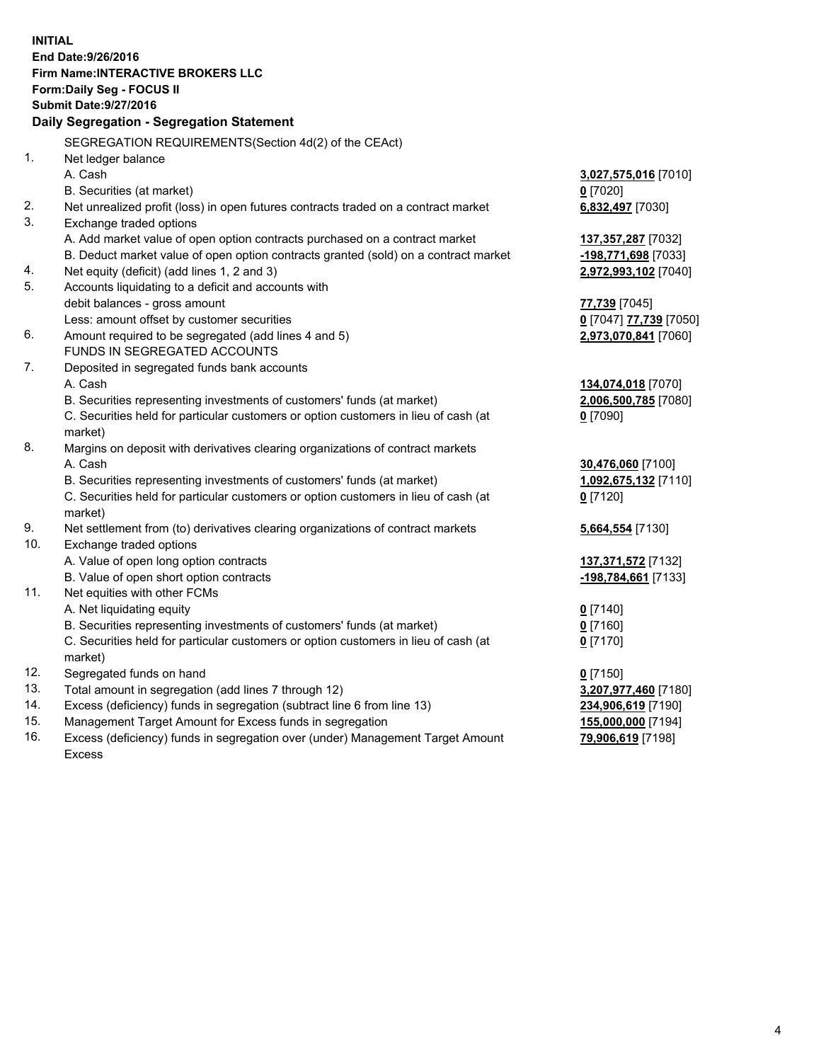**INITIAL**
**End Date:9/26/2016**
**Firm Name:INTERACTIVE BROKERS LLC**
**Form:Daily Seg - FOCUS II**
**Submit Date:9/27/2016**

## Daily Segregation - Segregation Statement

SEGREGATION REQUIREMENTS(Section 4d(2) of the CEAct)

| | | |
|---|---|---|
| 1. | Net ledger balance | |
| | A. Cash | **3,027,575,016** [7010] |
| | B. Securities (at market) | **0** [7020] |
| 2. | Net unrealized profit (loss) in open futures contracts traded on a contract market | **6,832,497** [7030] |
| 3. | Exchange traded options | |
| | A. Add market value of open option contracts purchased on a contract market | **137,357,287** [7032] |
| | B. Deduct market value of open option contracts granted (sold) on a contract market | **-198,771,698** [7033] |
| 4. | Net equity (deficit) (add lines 1, 2 and 3) | **2,972,993,102** [7040] |
| 5. | Accounts liquidating to a deficit and accounts with | |
| | debit balances - gross amount | **77,739** [7045] |
| | Less: amount offset by customer securities | **0** [7047] **77,739** [7050] |
| 6. | Amount required to be segregated (add lines 4 and 5) | **2,973,070,841** [7060] |
| | FUNDS IN SEGREGATED ACCOUNTS | |
| 7. | Deposited in segregated funds bank accounts | |
| | A. Cash | **134,074,018** [7070] |
| | B. Securities representing investments of customers' funds (at market) | **2,006,500,785** [7080] |
| | C. Securities held for particular customers or option customers in lieu of cash (at market) | **0** [7090] |
| 8. | Margins on deposit with derivatives clearing organizations of contract markets | |
| | A. Cash | **30,476,060** [7100] |
| | B. Securities representing investments of customers' funds (at market) | **1,092,675,132** [7110] |
| | C. Securities held for particular customers or option customers in lieu of cash (at market) | **0** [7120] |
| 9. | Net settlement from (to) derivatives clearing organizations of contract markets | **5,664,554** [7130] |
| 10. | Exchange traded options | |
| | A. Value of open long option contracts | **137,371,572** [7132] |
| | B. Value of open short option contracts | **-198,784,661** [7133] |
| 11. | Net equities with other FCMs | |
| | A. Net liquidating equity | **0** [7140] |
| | B. Securities representing investments of customers' funds (at market) | **0** [7160] |
| | C. Securities held for particular customers or option customers in lieu of cash (at market) | **0** [7170] |
| 12. | Segregated funds on hand | **0** [7150] |
| 13. | Total amount in segregation (add lines 7 through 12) | **3,207,977,460** [7180] |
| 14. | Excess (deficiency) funds in segregation (subtract line 6 from line 13) | **234,906,619** [7190] |
| 15. | Management Target Amount for Excess funds in segregation | **155,000,000** [7194] |
| 16. | Excess (deficiency) funds in segregation over (under) Management Target Amount Excess | **79,906,619** [7198] |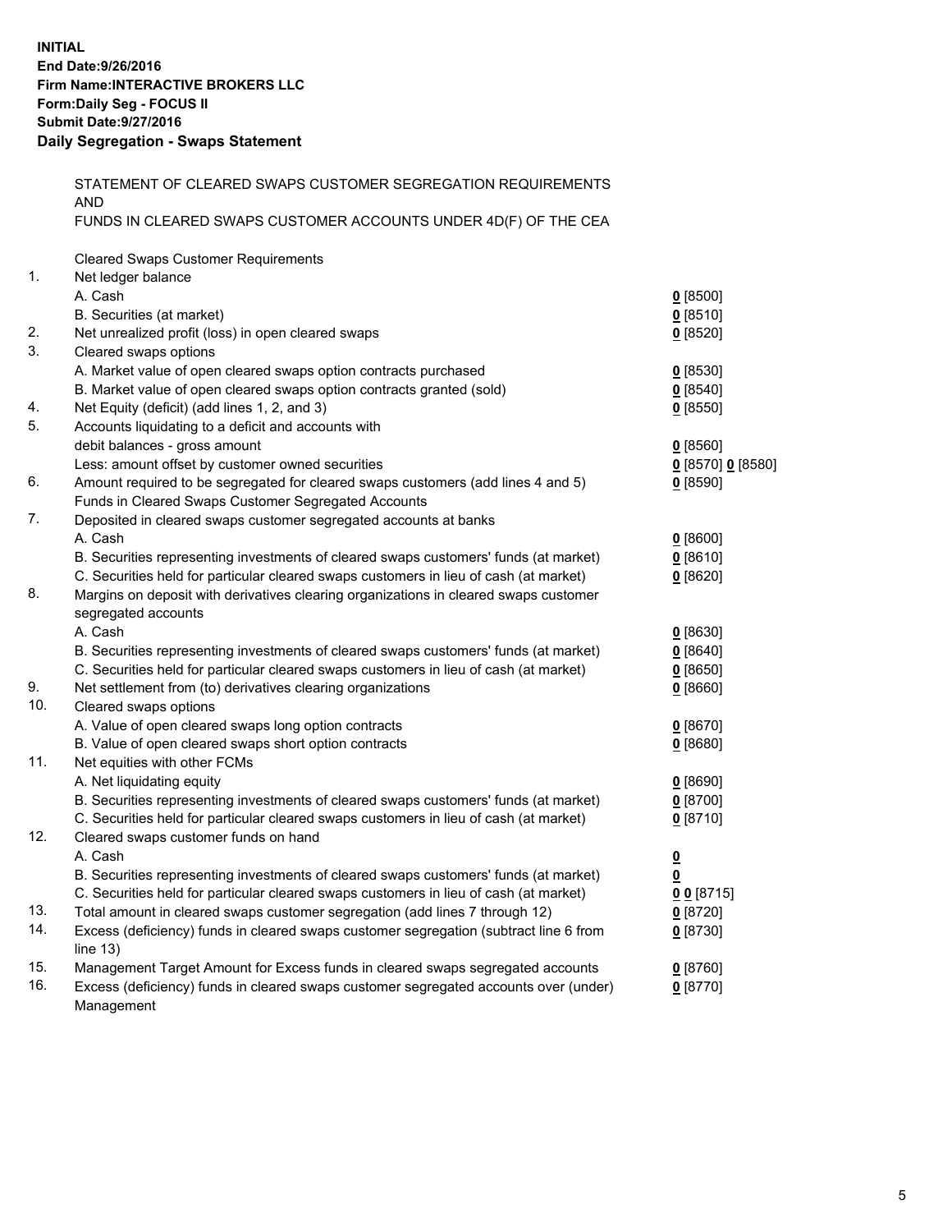**INITIAL**
**End Date:9/26/2016**
**Firm Name:INTERACTIVE BROKERS LLC**
**Form:Daily Seg - FOCUS II**
**Submit Date:9/27/2016**
**Daily Segregation - Swaps Statement**

STATEMENT OF CLEARED SWAPS CUSTOMER SEGREGATION REQUIREMENTS
AND
FUNDS IN CLEARED SWAPS CUSTOMER ACCOUNTS UNDER 4D(F) OF THE CEA

| | | |
|---|---|---|
| | Cleared Swaps Customer Requirements | |
| 1. | Net ledger balance | |
| | A. Cash | 0 [8500] |
| | B. Securities (at market) | 0 [8510] |
| 2. | Net unrealized profit (loss) in open cleared swaps | 0 [8520] |
| 3. | Cleared swaps options | |
| | A. Market value of open cleared swaps option contracts purchased | 0 [8530] |
| | B. Market value of open cleared swaps option contracts granted (sold) | 0 [8540] |
| 4. | Net Equity (deficit) (add lines 1, 2, and 3) | 0 [8550] |
| 5. | Accounts liquidating to a deficit and accounts with debit balances - gross amount | 0 [8560] |
| | Less: amount offset by customer owned securities | 0 [8570] 0 [8580] |
| 6. | Amount required to be segregated for cleared swaps customers (add lines 4 and 5) | 0 [8590] |
| | Funds in Cleared Swaps Customer Segregated Accounts | |
| 7. | Deposited in cleared swaps customer segregated accounts at banks | |
| | A. Cash | 0 [8600] |
| | B. Securities representing investments of cleared swaps customers' funds (at market) | 0 [8610] |
| | C. Securities held for particular cleared swaps customers in lieu of cash (at market) | 0 [8620] |
| 8. | Margins on deposit with derivatives clearing organizations in cleared swaps customer segregated accounts | |
| | A. Cash | 0 [8630] |
| | B. Securities representing investments of cleared swaps customers' funds (at market) | 0 [8640] |
| | C. Securities held for particular cleared swaps customers in lieu of cash (at market) | 0 [8650] |
| 9. | Net settlement from (to) derivatives clearing organizations | 0 [8660] |
| 10. | Cleared swaps options | |
| | A. Value of open cleared swaps long option contracts | 0 [8670] |
| | B. Value of open cleared swaps short option contracts | 0 [8680] |
| 11. | Net equities with other FCMs | |
| | A. Net liquidating equity | 0 [8690] |
| | B. Securities representing investments of cleared swaps customers' funds (at market) | 0 [8700] |
| | C. Securities held for particular cleared swaps customers in lieu of cash (at market) | 0 [8710] |
| 12. | Cleared swaps customer funds on hand | |
| | A. Cash | 0 |
| | B. Securities representing investments of cleared swaps customers' funds (at market) | 0 |
| | C. Securities held for particular cleared swaps customers in lieu of cash (at market) | 0 0 [8715] |
| 13. | Total amount in cleared swaps customer segregation (add lines 7 through 12) | 0 [8720] |
| 14. | Excess (deficiency) funds in cleared swaps customer segregation (subtract line 6 from line 13) | 0 [8730] |
| 15. | Management Target Amount for Excess funds in cleared swaps segregated accounts | 0 [8760] |
| 16. | Excess (deficiency) funds in cleared swaps customer segregated accounts over (under) Management | 0 [8770] |